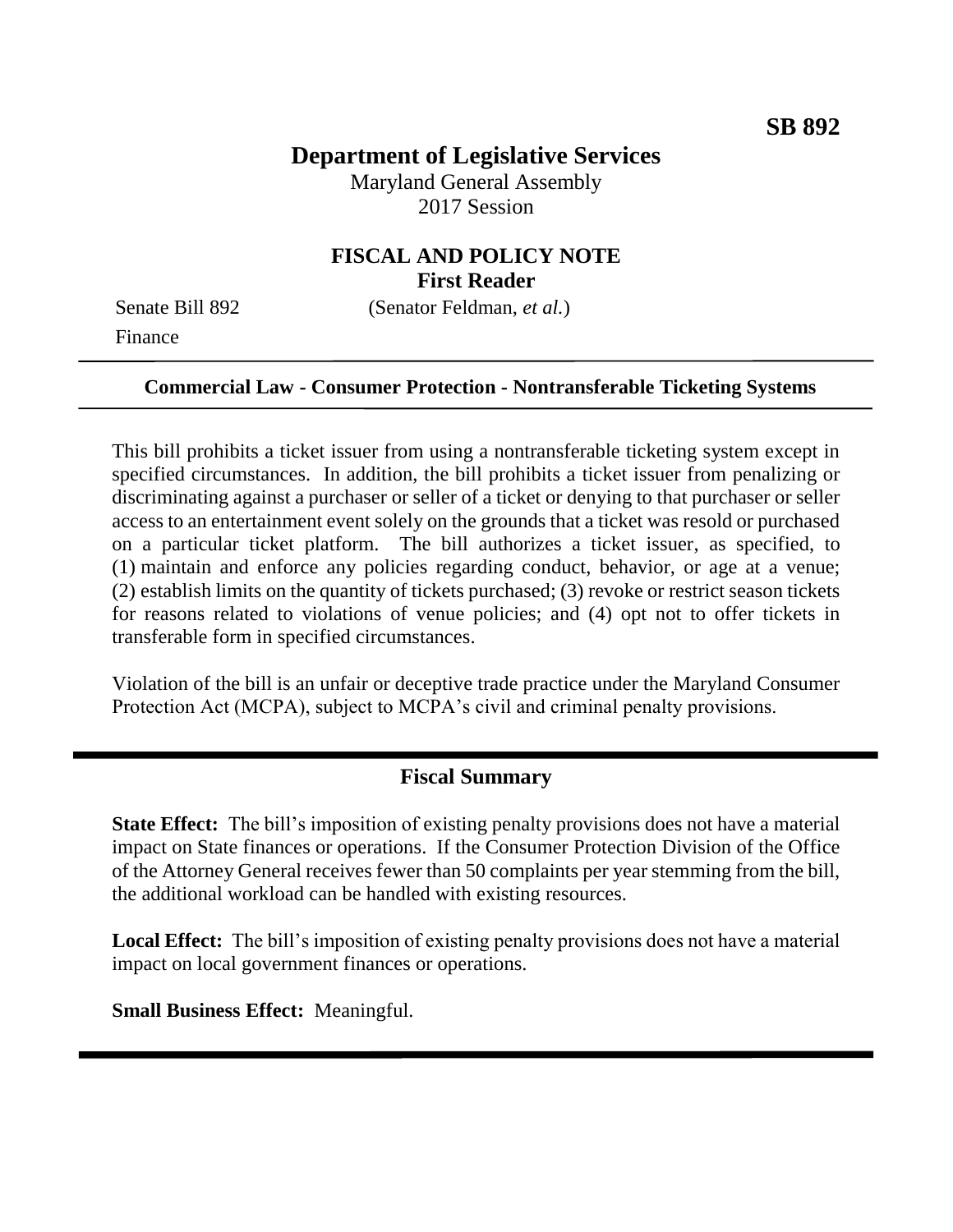**SB 892**

# Department of Legislative Services

Maryland General Assembly
2017 Session

## FISCAL AND POLICY NOTE
**First Reader**

Senate Bill 892 (Senator Feldman, *et al.*)
Finance

---

**Commercial Law - Consumer Protection - Nontransferable Ticketing Systems**

---

This bill prohibits a ticket issuer from using a nontransferable ticketing system except in specified circumstances. In addition, the bill prohibits a ticket issuer from penalizing or discriminating against a purchaser or seller of a ticket or denying to that purchaser or seller access to an entertainment event solely on the grounds that a ticket was resold or purchased on a particular ticket platform. The bill authorizes a ticket issuer, as specified, to (1) maintain and enforce any policies regarding conduct, behavior, or age at a venue; (2) establish limits on the quantity of tickets purchased; (3) revoke or restrict season tickets for reasons related to violations of venue policies; and (4) opt not to offer tickets in transferable form in specified circumstances.

Violation of the bill is an unfair or deceptive trade practice under the Maryland Consumer Protection Act (MCPA), subject to MCPA's civil and criminal penalty provisions.

---

## Fiscal Summary

**State Effect:** The bill's imposition of existing penalty provisions does not have a material impact on State finances or operations. If the Consumer Protection Division of the Office of the Attorney General receives fewer than 50 complaints per year stemming from the bill, the additional workload can be handled with existing resources.

**Local Effect:** The bill's imposition of existing penalty provisions does not have a material impact on local government finances or operations.

**Small Business Effect:** Meaningful.

---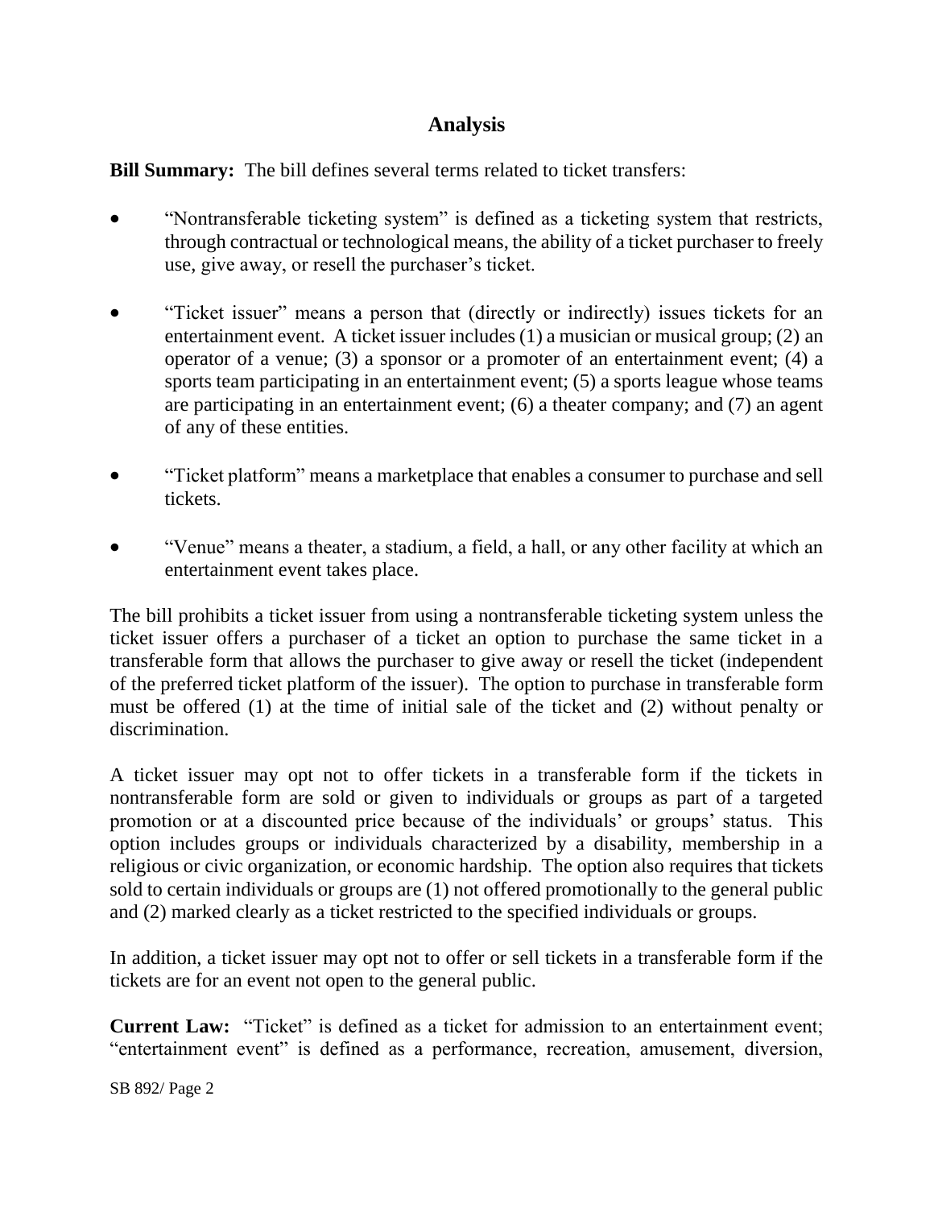## Analysis

**Bill Summary:** The bill defines several terms related to ticket transfers:

- "Nontransferable ticketing system" is defined as a ticketing system that restricts, through contractual or technological means, the ability of a ticket purchaser to freely use, give away, or resell the purchaser's ticket.
- "Ticket issuer" means a person that (directly or indirectly) issues tickets for an entertainment event. A ticket issuer includes (1) a musician or musical group; (2) an operator of a venue; (3) a sponsor or a promoter of an entertainment event; (4) a sports team participating in an entertainment event; (5) a sports league whose teams are participating in an entertainment event; (6) a theater company; and (7) an agent of any of these entities.
- "Ticket platform" means a marketplace that enables a consumer to purchase and sell tickets.
- "Venue" means a theater, a stadium, a field, a hall, or any other facility at which an entertainment event takes place.

The bill prohibits a ticket issuer from using a nontransferable ticketing system unless the ticket issuer offers a purchaser of a ticket an option to purchase the same ticket in a transferable form that allows the purchaser to give away or resell the ticket (independent of the preferred ticket platform of the issuer). The option to purchase in transferable form must be offered (1) at the time of initial sale of the ticket and (2) without penalty or discrimination.

A ticket issuer may opt not to offer tickets in a transferable form if the tickets in nontransferable form are sold or given to individuals or groups as part of a targeted promotion or at a discounted price because of the individuals' or groups' status. This option includes groups or individuals characterized by a disability, membership in a religious or civic organization, or economic hardship. The option also requires that tickets sold to certain individuals or groups are (1) not offered promotionally to the general public and (2) marked clearly as a ticket restricted to the specified individuals or groups.

In addition, a ticket issuer may opt not to offer or sell tickets in a transferable form if the tickets are for an event not open to the general public.

**Current Law:** "Ticket" is defined as a ticket for admission to an entertainment event; "entertainment event" is defined as a performance, recreation, amusement, diversion,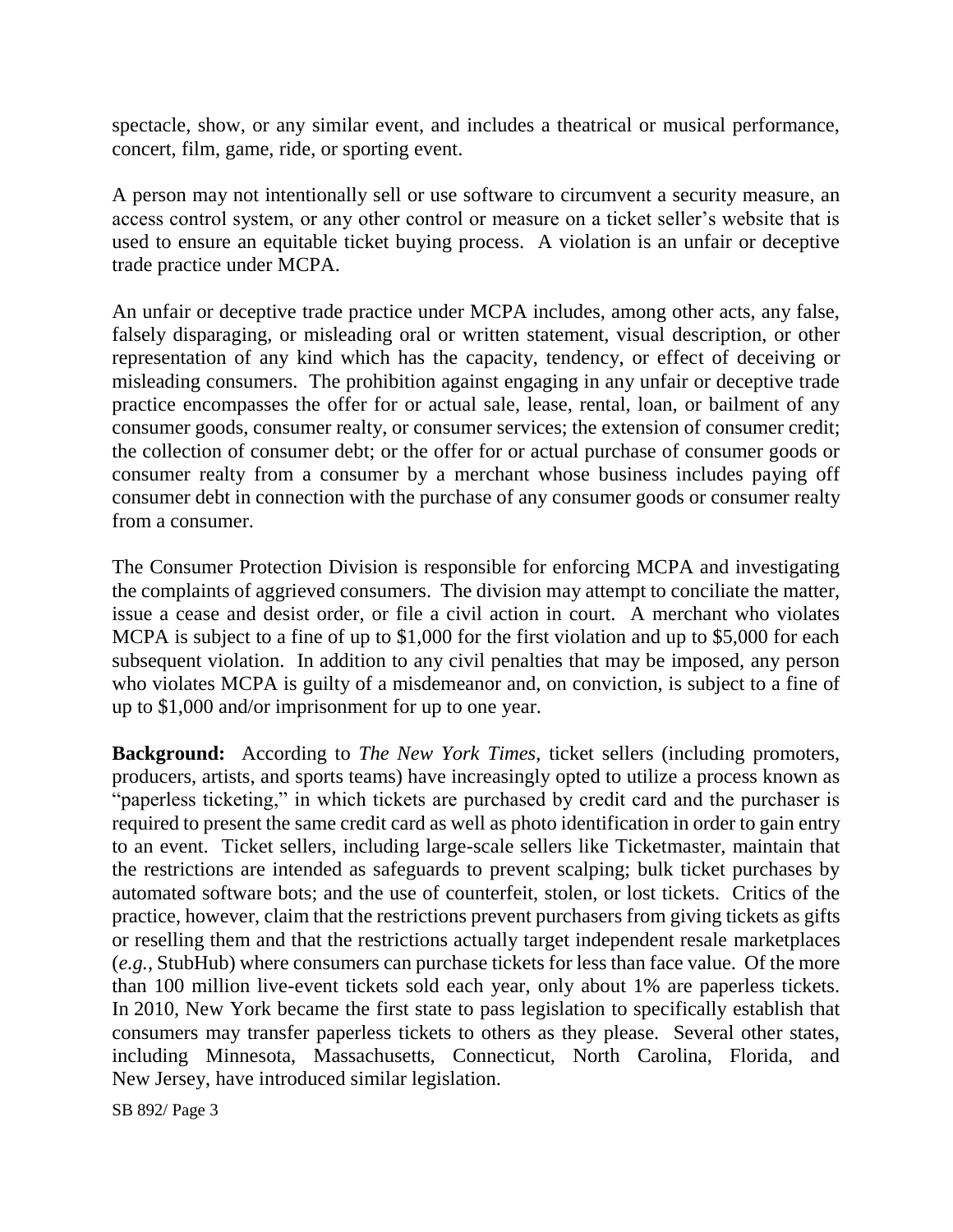spectacle, show, or any similar event, and includes a theatrical or musical performance, concert, film, game, ride, or sporting event.

A person may not intentionally sell or use software to circumvent a security measure, an access control system, or any other control or measure on a ticket seller's website that is used to ensure an equitable ticket buying process. A violation is an unfair or deceptive trade practice under MCPA.

An unfair or deceptive trade practice under MCPA includes, among other acts, any false, falsely disparaging, or misleading oral or written statement, visual description, or other representation of any kind which has the capacity, tendency, or effect of deceiving or misleading consumers. The prohibition against engaging in any unfair or deceptive trade practice encompasses the offer for or actual sale, lease, rental, loan, or bailment of any consumer goods, consumer realty, or consumer services; the extension of consumer credit; the collection of consumer debt; or the offer for or actual purchase of consumer goods or consumer realty from a consumer by a merchant whose business includes paying off consumer debt in connection with the purchase of any consumer goods or consumer realty from a consumer.

The Consumer Protection Division is responsible for enforcing MCPA and investigating the complaints of aggrieved consumers. The division may attempt to conciliate the matter, issue a cease and desist order, or file a civil action in court. A merchant who violates MCPA is subject to a fine of up to $1,000 for the first violation and up to $5,000 for each subsequent violation. In addition to any civil penalties that may be imposed, any person who violates MCPA is guilty of a misdemeanor and, on conviction, is subject to a fine of up to $1,000 and/or imprisonment for up to one year.

**Background:** According to *The New York Times*, ticket sellers (including promoters, producers, artists, and sports teams) have increasingly opted to utilize a process known as "paperless ticketing," in which tickets are purchased by credit card and the purchaser is required to present the same credit card as well as photo identification in order to gain entry to an event. Ticket sellers, including large-scale sellers like Ticketmaster, maintain that the restrictions are intended as safeguards to prevent scalping; bulk ticket purchases by automated software bots; and the use of counterfeit, stolen, or lost tickets. Critics of the practice, however, claim that the restrictions prevent purchasers from giving tickets as gifts or reselling them and that the restrictions actually target independent resale marketplaces (*e.g.*, StubHub) where consumers can purchase tickets for less than face value. Of the more than 100 million live-event tickets sold each year, only about 1% are paperless tickets. In 2010, New York became the first state to pass legislation to specifically establish that consumers may transfer paperless tickets to others as they please. Several other states, including Minnesota, Massachusetts, Connecticut, North Carolina, Florida, and New Jersey, have introduced similar legislation.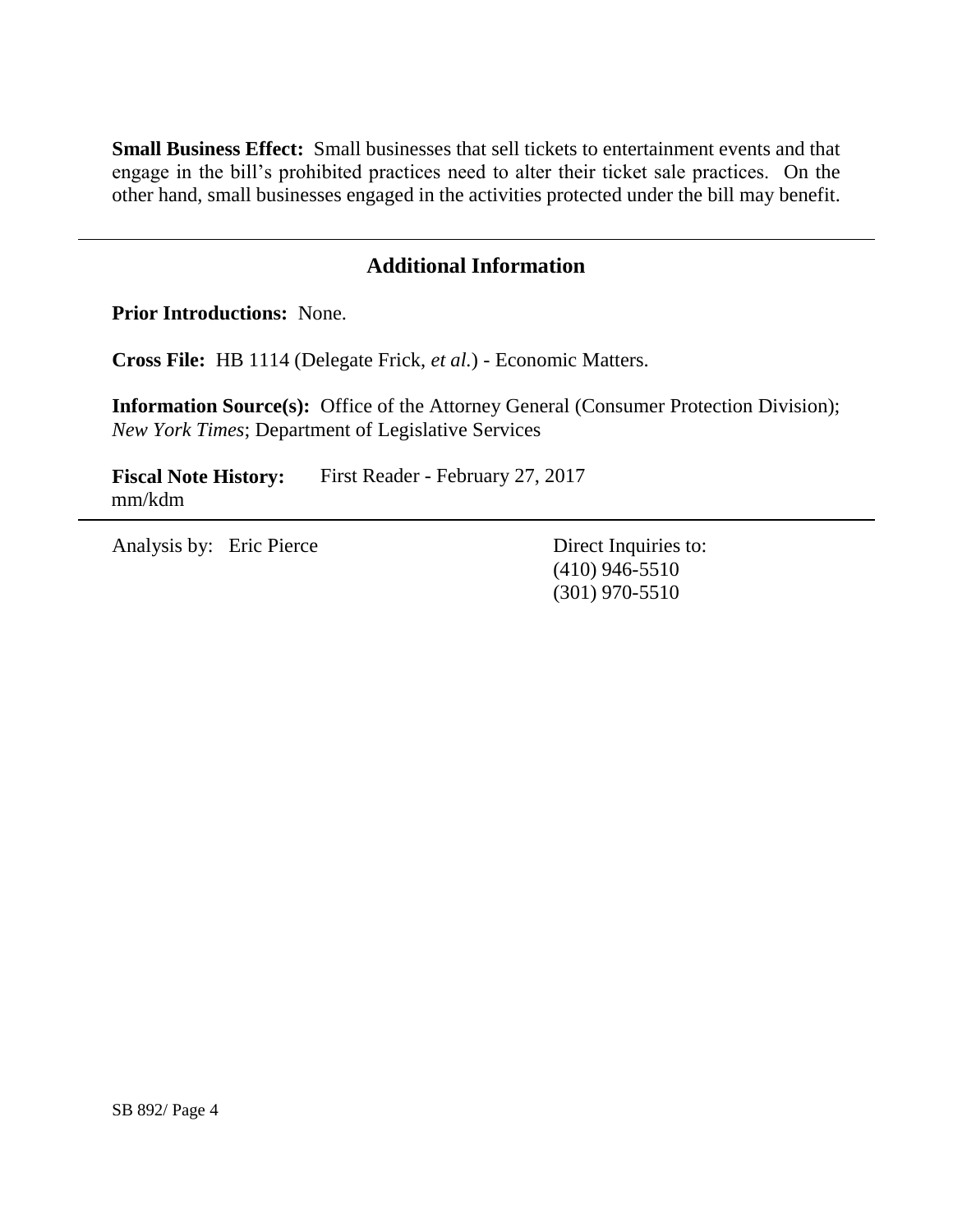**Small Business Effect:** Small businesses that sell tickets to entertainment events and that engage in the bill's prohibited practices need to alter their ticket sale practices. On the other hand, small businesses engaged in the activities protected under the bill may benefit.

## Additional Information

**Prior Introductions:** None.

**Cross File:** HB 1114 (Delegate Frick, *et al.*) - Economic Matters.

**Information Source(s):** Office of the Attorney General (Consumer Protection Division); *New York Times*; Department of Legislative Services

**Fiscal Note History:** First Reader - February 27, 2017
mm/kdm

Analysis by: Eric Pierce

Direct Inquiries to:
(410) 946-5510
(301) 970-5510